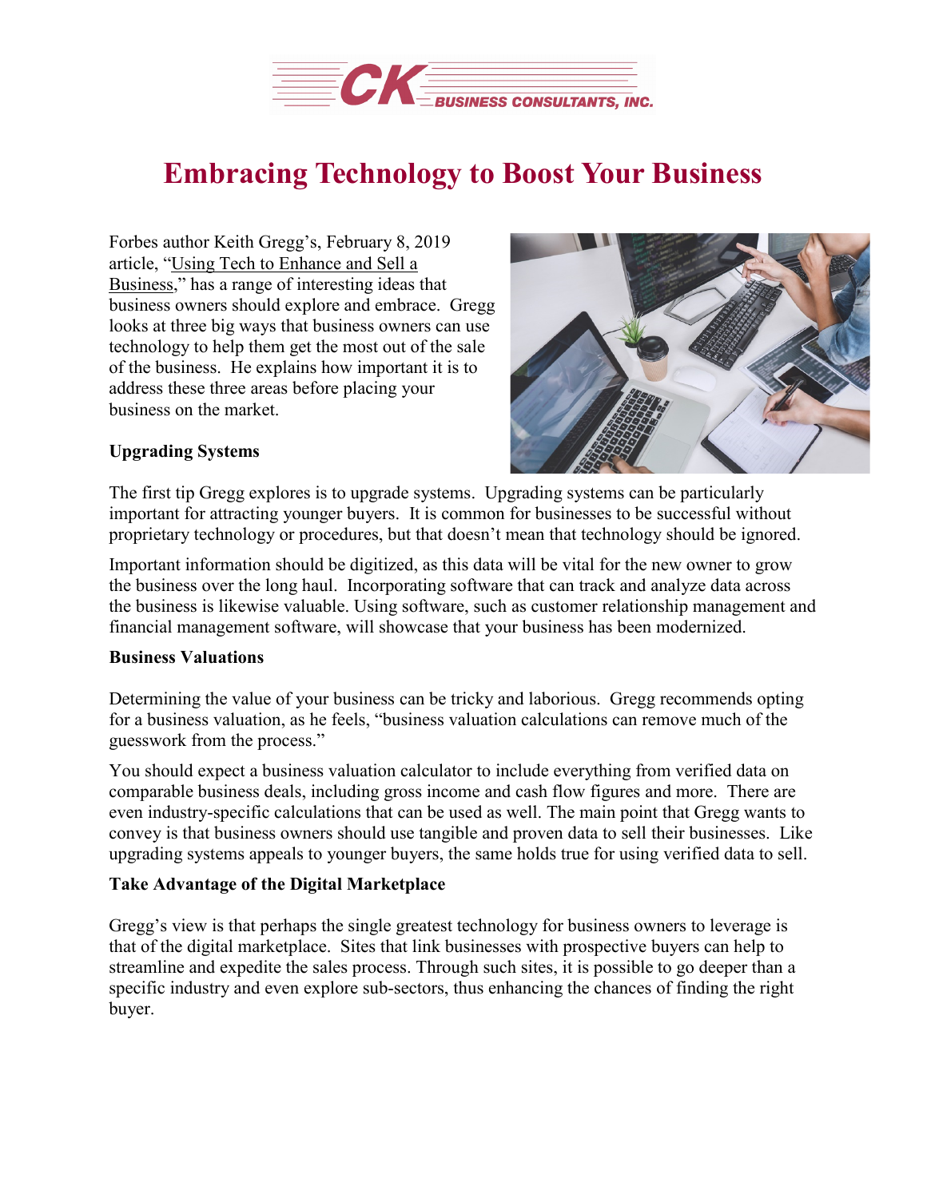CK BUSINESS CONSULTANTS, INC.

# Embracing Technology to Boost Your Business

Forbes author Keith Gregg's, February 8, 2019 article, "Using Tech to Enhance and Sell a Business," has a range of interesting ideas that business owners should explore and embrace. Gregg looks at three big ways that business owners can use technology to help them get the most out of the sale of the business. He explains how important it is to address these three areas before placing your business on the market.

**Upgrading Systems**

The first tip Gregg explores is to upgrade systems. Upgrading systems can be particularly important for attracting younger buyers. It is common for businesses to be successful without proprietary technology or procedures, but that doesn't mean that technology should be ignored.

Important information should be digitized, as this data will be vital for the new owner to grow the business over the long haul. Incorporating software that can track and analyze data across the business is likewise valuable. Using software, such as customer relationship management and financial management software, will showcase that your business has been modernized.

**Business Valuations**

Determining the value of your business can be tricky and laborious. Gregg recommends opting for a business valuation, as he feels, "business valuation calculations can remove much of the guesswork from the process."

You should expect a business valuation calculator to include everything from verified data on comparable business deals, including gross income and cash flow figures and more. There are even industry-specific calculations that can be used as well. The main point that Gregg wants to convey is that business owners should use tangible and proven data to sell their businesses. Like upgrading systems appeals to younger buyers, the same holds true for using verified data to sell.

**Take Advantage of the Digital Marketplace**

Gregg's view is that perhaps the single greatest technology for business owners to leverage is that of the digital marketplace. Sites that link businesses with prospective buyers can help to streamline and expedite the sales process. Through such sites, it is possible to go deeper than a specific industry and even explore sub-sectors, thus enhancing the chances of finding the right buyer.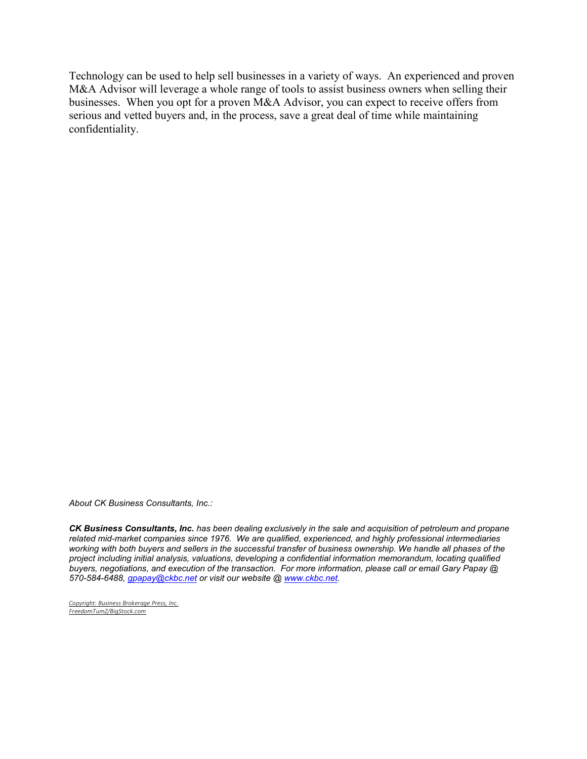Technology can be used to help sell businesses in a variety of ways. An experienced and proven M&A Advisor will leverage a whole range of tools to assist business owners when selling their businesses. When you opt for a proven M&A Advisor, you can expect to receive offers from serious and vetted buyers and, in the process, save a great deal of time while maintaining confidentiality.

*About CK Business Consultants, Inc.:*

***CK Business Consultants, Inc.*** *has been dealing exclusively in the sale and acquisition of petroleum and propane related mid-market companies since 1976. We are qualified, experienced, and highly professional intermediaries working with both buyers and sellers in the successful transfer of business ownership. We handle all phases of the project including initial analysis, valuations, developing a confidential information memorandum, locating qualified buyers, negotiations, and execution of the transaction. For more information, please call or email Gary Papay @ 570-584-6488, [gpapay@ckbc.net](mailto:gpapay@ckbc.net) or visit our website @ [www.ckbc.net](http://www.ckbc.net).*

*Copyright: Business Brokerage Press, Inc.*
*FreedomTumZ/BigStock.com*